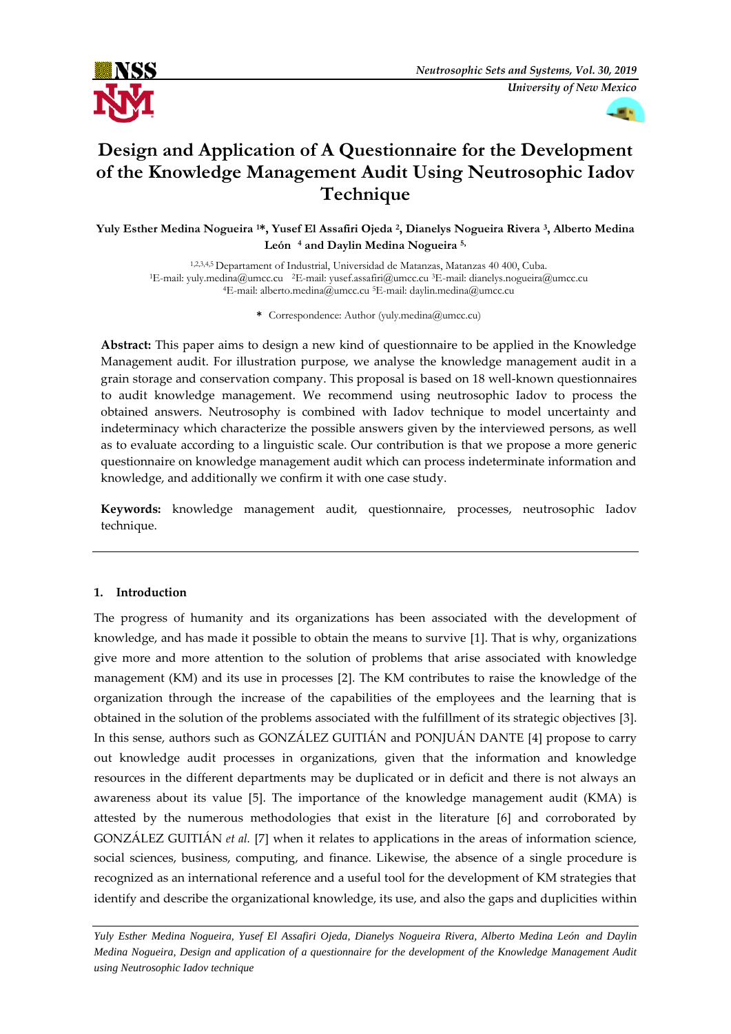# Design and Application of A Questionnaire for the Development of the Knowledge Management Audit Using Neutrosophic Iadov Technique

**Yuly Esther Medina Nogueira [1]*, Yusef El Assafiri Ojeda [2], Dianelys Nogueira Rivera [3], Alberto Medina León [4] and Daylin Medina Nogueira [5]**

[1,2,3,4,5] Departament of Industrial, Universidad de Matanzas, Matanzas 40 400, Cuba.
[1]E-mail: yuly.medina@umcc.cu [2]E-mail: yusef.assafiri@umcc.cu [3]E-mail: dianelys.nogueira@umcc.cu
[4]E-mail: alberto.medina@umcc.cu [5]E-mail: daylin.medina@umcc.cu

\* Correspondence: Author (yuly.medina@umcc.cu)

**Abstract:** This paper aims to design a new kind of questionnaire to be applied in the Knowledge Management audit. For illustration purpose, we analyse the knowledge management audit in a grain storage and conservation company. This proposal is based on 18 well-known questionnaires to audit knowledge management. We recommend using neutrosophic Iadov to process the obtained answers. Neutrosophy is combined with Iadov technique to model uncertainty and indeterminacy which characterize the possible answers given by the interviewed persons, as well as to evaluate according to a linguistic scale. Our contribution is that we propose a more generic questionnaire on knowledge management audit which can process indeterminate information and knowledge, and additionally we confirm it with one case study.

**Keywords:** knowledge management audit, questionnaire, processes, neutrosophic Iadov technique.

## 1. Introduction

The progress of humanity and its organizations has been associated with the development of knowledge, and has made it possible to obtain the means to survive [1]. That is why, organizations give more and more attention to the solution of problems that arise associated with knowledge management (KM) and its use in processes [2]. The KM contributes to raise the knowledge of the organization through the increase of the capabilities of the employees and the learning that is obtained in the solution of the problems associated with the fulfillment of its strategic objectives [3]. In this sense, authors such as GONZÁLEZ GUITIÁN and PONJUÁN DANTE [4] propose to carry out knowledge audit processes in organizations, given that the information and knowledge resources in the different departments may be duplicated or in deficit and there is not always an awareness about its value [5]. The importance of the knowledge management audit (KMA) is attested by the numerous methodologies that exist in the literature [6] and corroborated by GONZÁLEZ GUITIÁN *et al.* [7] when it relates to applications in the areas of information science, social sciences, business, computing, and finance. Likewise, the absence of a single procedure is recognized as an international reference and a useful tool for the development of KM strategies that identify and describe the organizational knowledge, its use, and also the gaps and duplicities within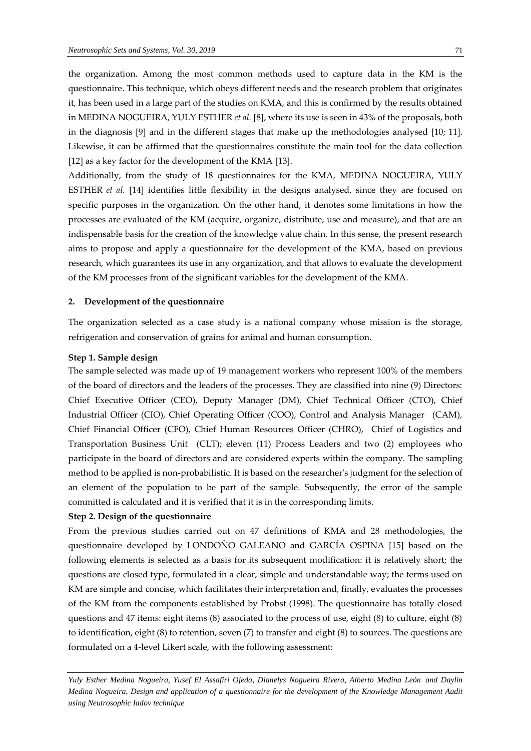the organization. Among the most common methods used to capture data in the KM is the questionnaire. This technique, which obeys different needs and the research problem that originates it, has been used in a large part of the studies on KMA, and this is confirmed by the results obtained in MEDINA NOGUEIRA, YULY ESTHER *et al.* [8], where its use is seen in 43% of the proposals, both in the diagnosis [9] and in the different stages that make up the methodologies analysed [10; 11]. Likewise, it can be affirmed that the questionnaires constitute the main tool for the data collection [12] as a key factor for the development of the KMA [13].

Additionally, from the study of 18 questionnaires for the KMA, MEDINA NOGUEIRA, YULY ESTHER *et al.* [14] identifies little flexibility in the designs analysed, since they are focused on specific purposes in the organization. On the other hand, it denotes some limitations in how the processes are evaluated of the KM (acquire, organize, distribute, use and measure), and that are an indispensable basis for the creation of the knowledge value chain. In this sense, the present research aims to propose and apply a questionnaire for the development of the KMA, based on previous research, which guarantees its use in any organization, and that allows to evaluate the development of the KM processes from of the significant variables for the development of the KMA.

## 2. Development of the questionnaire

The organization selected as a case study is a national company whose mission is the storage, refrigeration and conservation of grains for animal and human consumption.

**Step 1. Sample design**

The sample selected was made up of 19 management workers who represent 100% of the members of the board of directors and the leaders of the processes. They are classified into nine (9) Directors: Chief Executive Officer (CEO), Deputy Manager (DM), Chief Technical Officer (CTO), Chief Industrial Officer (CIO), Chief Operating Officer (COO), Control and Analysis Manager (CAM), Chief Financial Officer (CFO), Chief Human Resources Officer (CHRO), Chief of Logistics and Transportation Business Unit (CLT); eleven (11) Process Leaders and two (2) employees who participate in the board of directors and are considered experts within the company. The sampling method to be applied is non-probabilistic. It is based on the researcher's judgment for the selection of an element of the population to be part of the sample. Subsequently, the error of the sample committed is calculated and it is verified that it is in the corresponding limits.

**Step 2. Design of the questionnaire**

From the previous studies carried out on 47 definitions of KMA and 28 methodologies, the questionnaire developed by LONDOÑO GALEANO and GARCÍA OSPINA [15] based on the following elements is selected as a basis for its subsequent modification: it is relatively short; the questions are closed type, formulated in a clear, simple and understandable way; the terms used on KM are simple and concise, which facilitates their interpretation and, finally, evaluates the processes of the KM from the components established by Probst (1998). The questionnaire has totally closed questions and 47 items: eight items (8) associated to the process of use, eight (8) to culture, eight (8) to identification, eight (8) to retention, seven (7) to transfer and eight (8) to sources. The questions are formulated on a 4-level Likert scale, with the following assessment: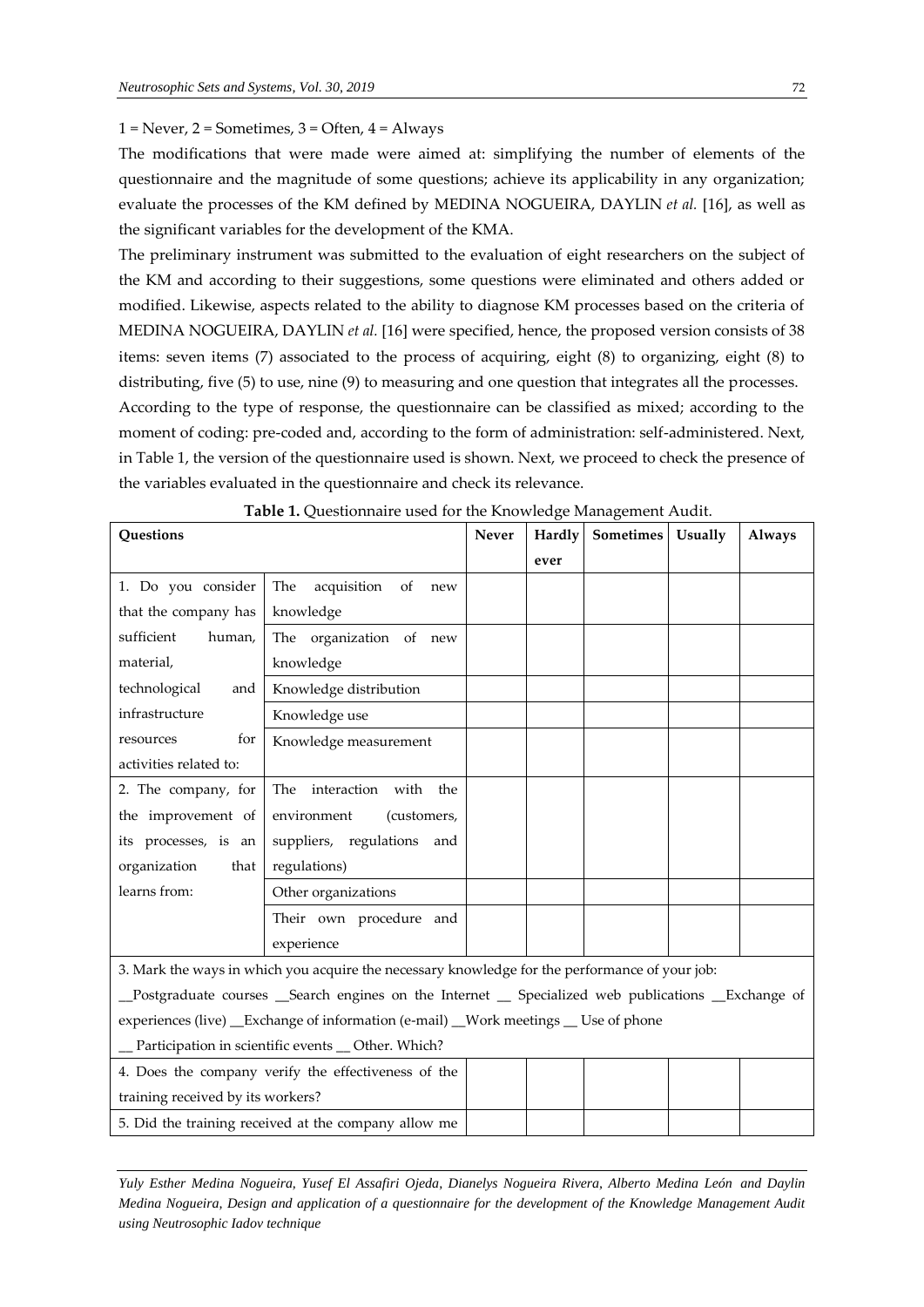1 = Never, 2 = Sometimes, 3 = Often, 4 = Always

The modifications that were made were aimed at: simplifying the number of elements of the questionnaire and the magnitude of some questions; achieve its applicability in any organization; evaluate the processes of the KM defined by MEDINA NOGUEIRA, DAYLIN *et al.* [16], as well as the significant variables for the development of the KMA.

The preliminary instrument was submitted to the evaluation of eight researchers on the subject of the KM and according to their suggestions, some questions were eliminated and others added or modified. Likewise, aspects related to the ability to diagnose KM processes based on the criteria of MEDINA NOGUEIRA, DAYLIN *et al.* [16] were specified, hence, the proposed version consists of 38 items: seven items (7) associated to the process of acquiring, eight (8) to organizing, eight (8) to distributing, five (5) to use, nine (9) to measuring and one question that integrates all the processes.

According to the type of response, the questionnaire can be classified as mixed; according to the moment of coding: pre-coded and, according to the form of administration: self-administered. Next, in Table 1, the version of the questionnaire used is shown. Next, we proceed to check the presence of the variables evaluated in the questionnaire and check its relevance.

**Table 1.** Questionnaire used for the Knowledge Management Audit.

| Questions | | Never | Hardly ever | Sometimes | Usually | Always |
|---|---|---|---|---|---|---|
| 1. Do you consider that the company has sufficient human, material, technological and infrastructure resources for activities related to: | The acquisition of new knowledge | | | | | |
| | The organization of new knowledge | | | | | |
| | Knowledge distribution | | | | | |
| | Knowledge use | | | | | |
| | Knowledge measurement | | | | | |
| 2. The company, for the improvement of its processes, is an organization that learns from: | The interaction with the environment (customers, suppliers, regulations and regulations) | | | | | |
| | Other organizations | | | | | |
| | Their own procedure and experience | | | | | |
| 3. Mark the ways in which you acquire the necessary knowledge for the performance of your job: __Postgraduate courses __Search engines on the Internet __ Specialized web publications __Exchange of experiences (live) __Exchange of information (e-mail) __Work meetings __ Use of phone __ Participation in scientific events __ Other. Which? | | | | | | |
| 4. Does the company verify the effectiveness of the training received by its workers? | | | | | | |
| 5. Did the training received at the company allow me | | | | | | |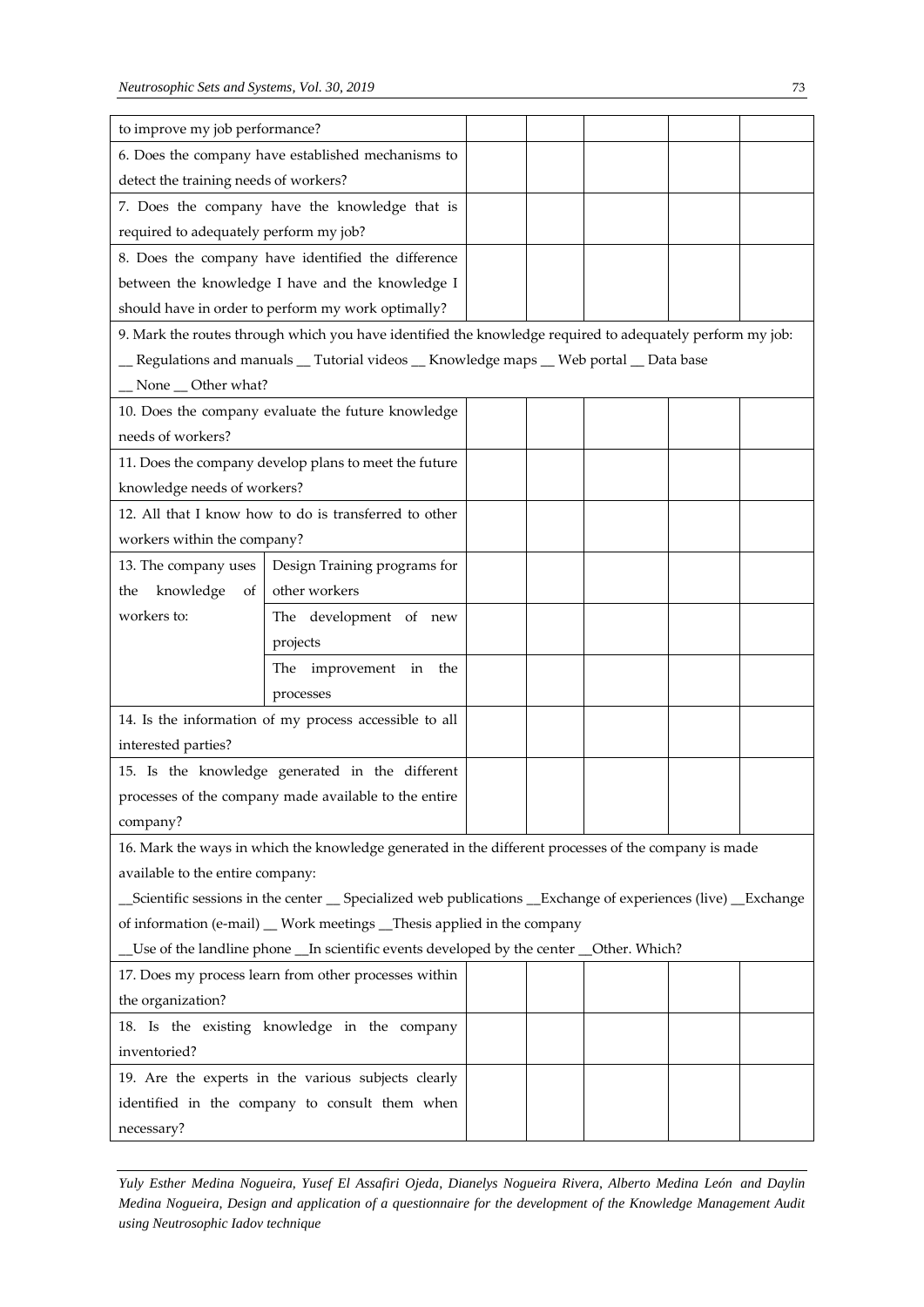| to improve my job performance? | | | | | | |
|---|---|---|---|---|---|---|
| 6. Does the company have established mechanisms to detect the training needs of workers? | | | | | | |
| 7. Does the company have the knowledge that is required to adequately perform my job? | | | | | | |
| 8. Does the company have identified the difference between the knowledge I have and the knowledge I should have in order to perform my work optimally? | | | | | | |
| 9. Mark the routes through which you have identified the knowledge required to adequately perform my job: __ Regulations and manuals __ Tutorial videos __ Knowledge maps __ Web portal __ Data base __ None __ Other what? | | | | | | |
| 10. Does the company evaluate the future knowledge needs of workers? | | | | | | |
| 11. Does the company develop plans to meet the future knowledge needs of workers? | | | | | | |
| 12. All that I know how to do is transferred to other workers within the company? | | | | | | |
| 13. The company uses the knowledge of workers to: | Design Training programs for other workers | | | | | |
| | The development of new projects | | | | | |
| | The improvement in the processes | | | | | |
| 14. Is the information of my process accessible to all interested parties? | | | | | | |
| 15. Is the knowledge generated in the different processes of the company made available to the entire company? | | | | | | |
| 16. Mark the ways in which the knowledge generated in the different processes of the company is made available to the entire company: __Scientific sessions in the center __ Specialized web publications __Exchange of experiences (live) __Exchange of information (e-mail) __ Work meetings __Thesis applied in the company __Use of the landline phone __In scientific events developed by the center __Other. Which? | | | | | | |
| 17. Does my process learn from other processes within the organization? | | | | | | |
| 18. Is the existing knowledge in the company inventoried? | | | | | | |
| 19. Are the experts in the various subjects clearly identified in the company to consult them when necessary? | | | | | | |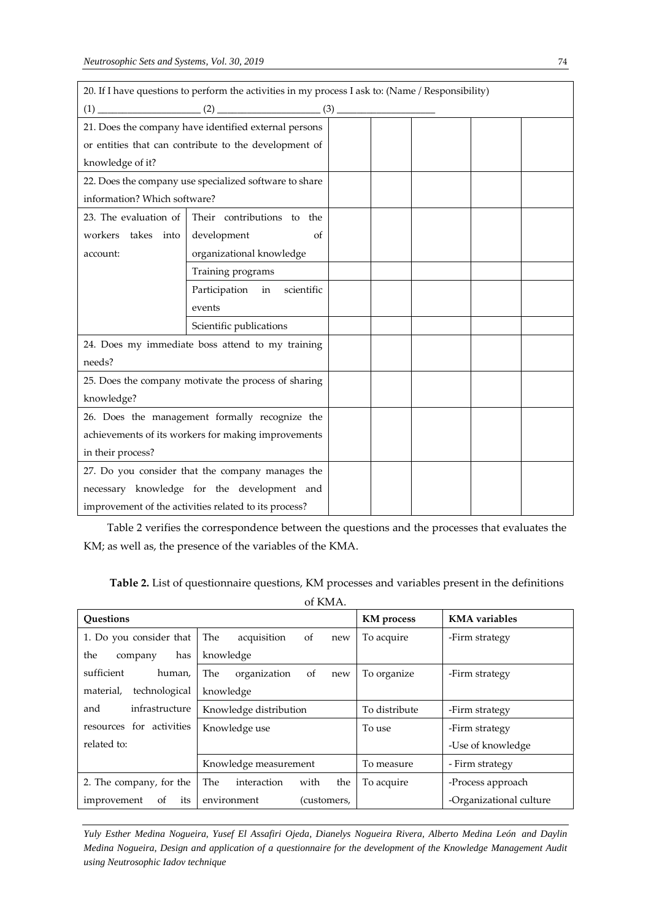| 20. If I have questions to perform the activities in my process I ask to: (Name / Responsibility)<br>(1) ____________________ (2) ____________________ (3) ____________________ | | | | | | |
|---|---|---|---|---|---|---|
| 21. Does the company have identified external persons or entities that can contribute to the development of knowledge of it? | | | | | | |
| 22. Does the company use specialized software to share information? Which software? | | | | | | |
| 23. The evaluation of workers takes into account: | Their contributions to the development of organizational knowledge | | | | | |
| | Training programs | | | | | |
| | Participation in scientific events | | | | | |
| | Scientific publications | | | | | |
| 24. Does my immediate boss attend to my training needs? | | | | | | |
| 25. Does the company motivate the process of sharing knowledge? | | | | | | |
| 26. Does the management formally recognize the achievements of its workers for making improvements in their process? | | | | | | |
| 27. Do you consider that the company manages the necessary knowledge for the development and improvement of the activities related to its process? | | | | | | |

Table 2 verifies the correspondence between the questions and the processes that evaluates the KM; as well as, the presence of the variables of the KMA.

**Table 2.** List of questionnaire questions, KM processes and variables present in the definitions of KMA.

| Questions | | KM process | KMA variables |
|---|---|---|---|
| 1. Do you consider that the company has sufficient human, material, technological and infrastructure resources for activities related to: | The acquisition of new knowledge | To acquire | -Firm strategy |
| | The organization of new knowledge | To organize | -Firm strategy |
| | Knowledge distribution | To distribute | -Firm strategy |
| | Knowledge use | To use | -Firm strategy<br>-Use of knowledge |
| | Knowledge measurement | To measure | - Firm strategy |
| 2. The company, for the improvement of its | The interaction with the environment (customers, | To acquire | -Process approach<br>-Organizational culture |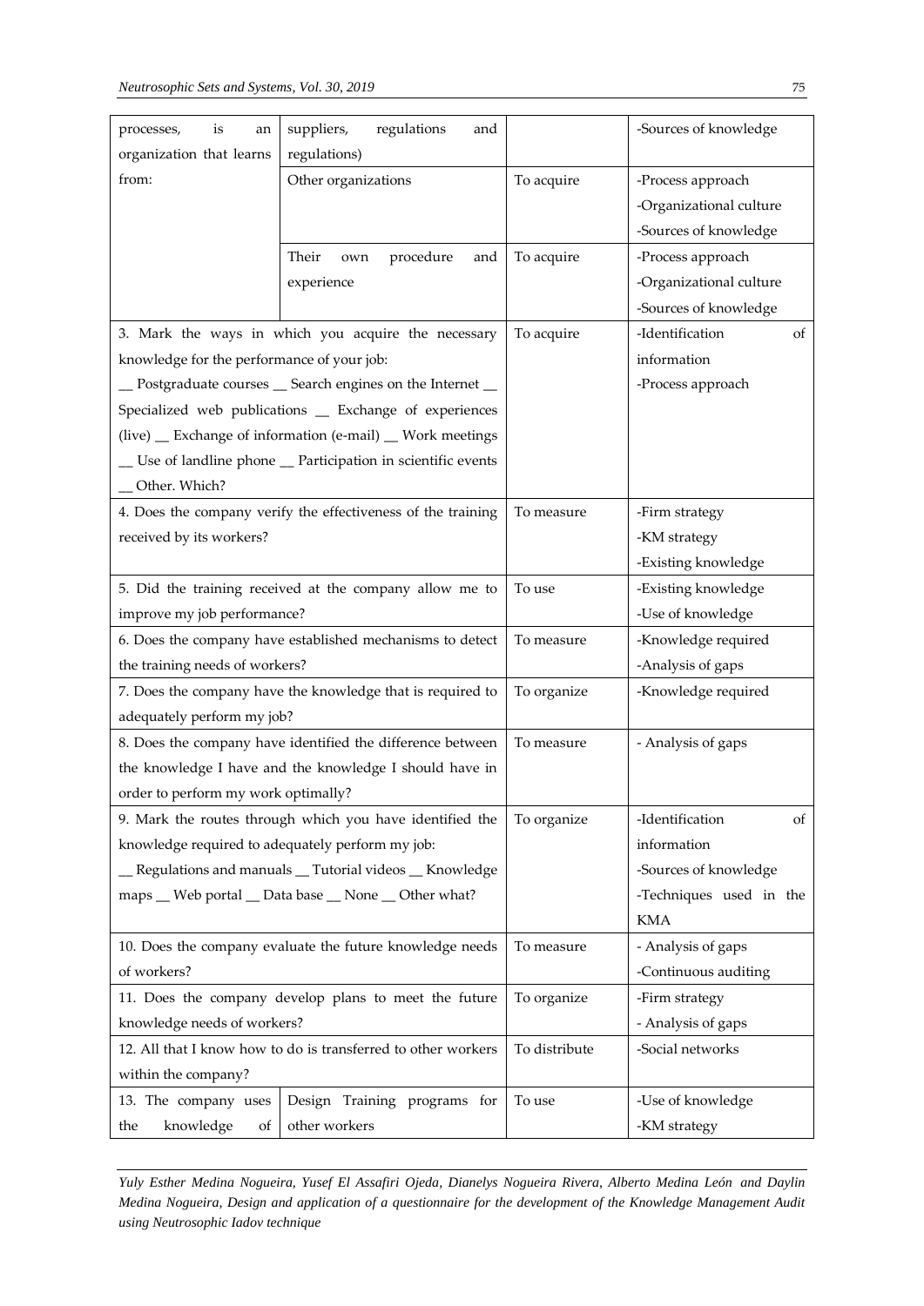| | | | |
|---|---|---|---|
| processes, is an organization that learns from: | suppliers, regulations and regulations) | | -Sources of knowledge |
| | Other organizations | To acquire | -Process approach<br>-Organizational culture<br>-Sources of knowledge |
| | Their own procedure and experience | To acquire | -Process approach<br>-Organizational culture<br>-Sources of knowledge |
| 3. Mark the ways in which you acquire the necessary knowledge for the performance of your job:<br>__ Postgraduate courses __ Search engines on the Internet __ Specialized web publications __ Exchange of experiences (live) __ Exchange of information (e-mail) __ Work meetings __ Use of landline phone __ Participation in scientific events __ Other. Which? | | To acquire | -Identification of information<br>-Process approach |
| 4. Does the company verify the effectiveness of the training received by its workers? | | To measure | -Firm strategy<br>-KM strategy<br>-Existing knowledge |
| 5. Did the training received at the company allow me to improve my job performance? | | To use | -Existing knowledge<br>-Use of knowledge |
| 6. Does the company have established mechanisms to detect the training needs of workers? | | To measure | -Knowledge required<br>-Analysis of gaps |
| 7. Does the company have the knowledge that is required to adequately perform my job? | | To organize | -Knowledge required |
| 8. Does the company have identified the difference between the knowledge I have and the knowledge I should have in order to perform my work optimally? | | To measure | - Analysis of gaps |
| 9. Mark the routes through which you have identified the knowledge required to adequately perform my job:<br>__ Regulations and manuals __ Tutorial videos __ Knowledge maps __ Web portal __ Data base __ None __ Other what? | | To organize | -Identification of information<br>-Sources of knowledge<br>-Techniques used in the KMA |
| 10. Does the company evaluate the future knowledge needs of workers? | | To measure | - Analysis of gaps<br>-Continuous auditing |
| 11. Does the company develop plans to meet the future knowledge needs of workers? | | To organize | -Firm strategy<br>- Analysis of gaps |
| 12. All that I know how to do is transferred to other workers within the company? | | To distribute | -Social networks |
| 13. The company uses the knowledge of | Design Training programs for other workers | To use | -Use of knowledge<br>-KM strategy |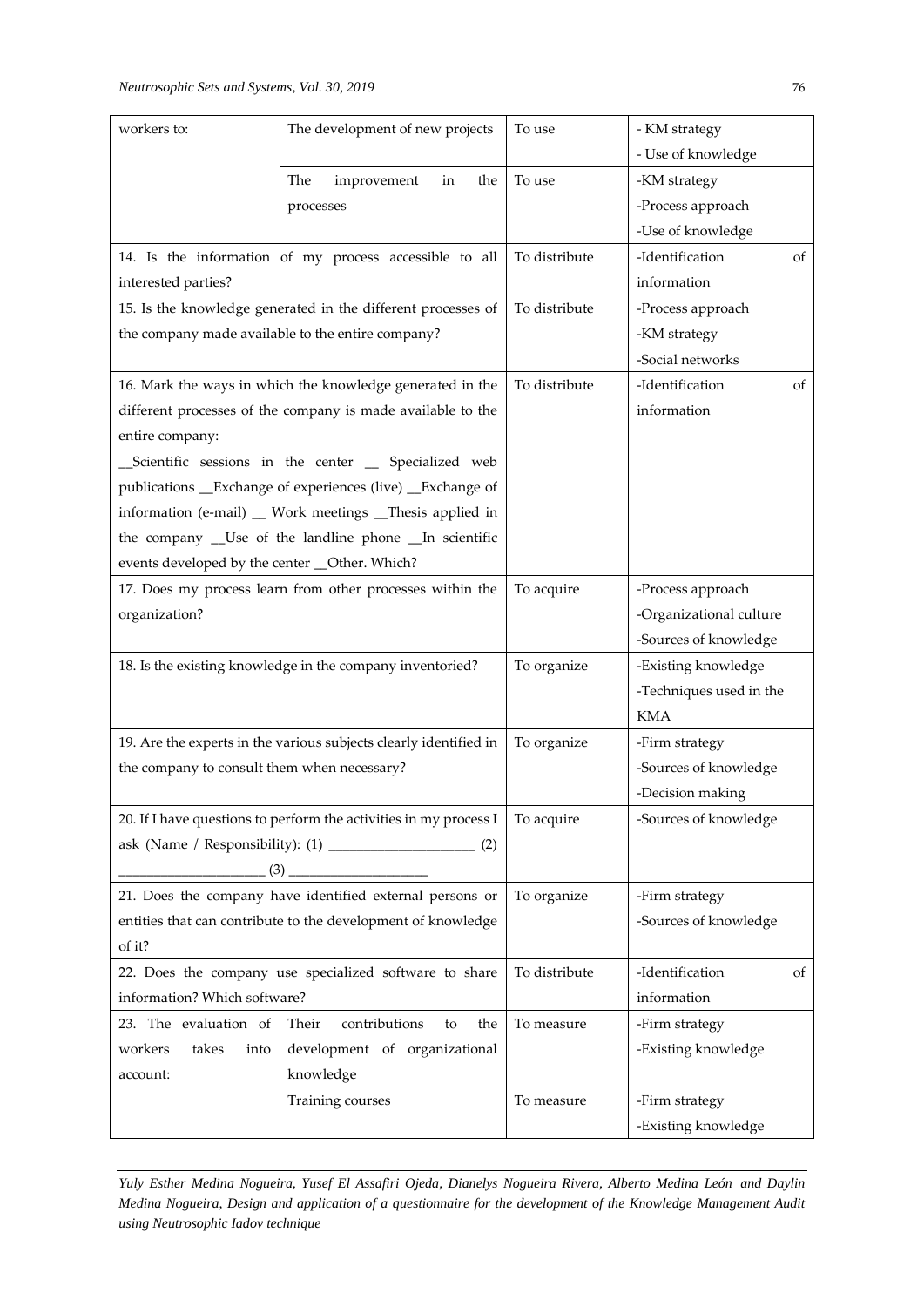| | | | |
|---|---|---|---|
| workers to: | The development of new projects | To use | - KM strategy<br>- Use of knowledge |
| | The improvement in the processes | To use | -KM strategy<br>-Process approach<br>-Use of knowledge |
| 14. Is the information of my process accessible to all interested parties? | | To distribute | -Identification of information |
| 15. Is the knowledge generated in the different processes of the company made available to the entire company? | | To distribute | -Process approach<br>-KM strategy<br>-Social networks |
| 16. Mark the ways in which the knowledge generated in the different processes of the company is made available to the entire company:<br>__Scientific sessions in the center __ Specialized web publications __Exchange of experiences (live) __Exchange of information (e-mail) __ Work meetings __Thesis applied in the company __Use of the landline phone __In scientific events developed by the center __Other. Which? | | To distribute | -Identification of information |
| 17. Does my process learn from other processes within the organization? | | To acquire | -Process approach<br>-Organizational culture<br>-Sources of knowledge |
| 18. Is the existing knowledge in the company inventoried? | | To organize | -Existing knowledge<br>-Techniques used in the KMA |
| 19. Are the experts in the various subjects clearly identified in the company to consult them when necessary? | | To organize | -Firm strategy<br>-Sources of knowledge<br>-Decision making |
| 20. If I have questions to perform the activities in my process I ask (Name / Responsibility): (1) ____________________ (2) ____________________ (3) ____________________ | | To acquire | -Sources of knowledge |
| 21. Does the company have identified external persons or entities that can contribute to the development of knowledge of it? | | To organize | -Firm strategy<br>-Sources of knowledge |
| 22. Does the company use specialized software to share information? Which software? | | To distribute | -Identification of information |
| 23. The evaluation of workers takes into account: | Their contributions to the development of organizational knowledge | To measure | -Firm strategy<br>-Existing knowledge |
| | Training courses | To measure | -Firm strategy<br>-Existing knowledge |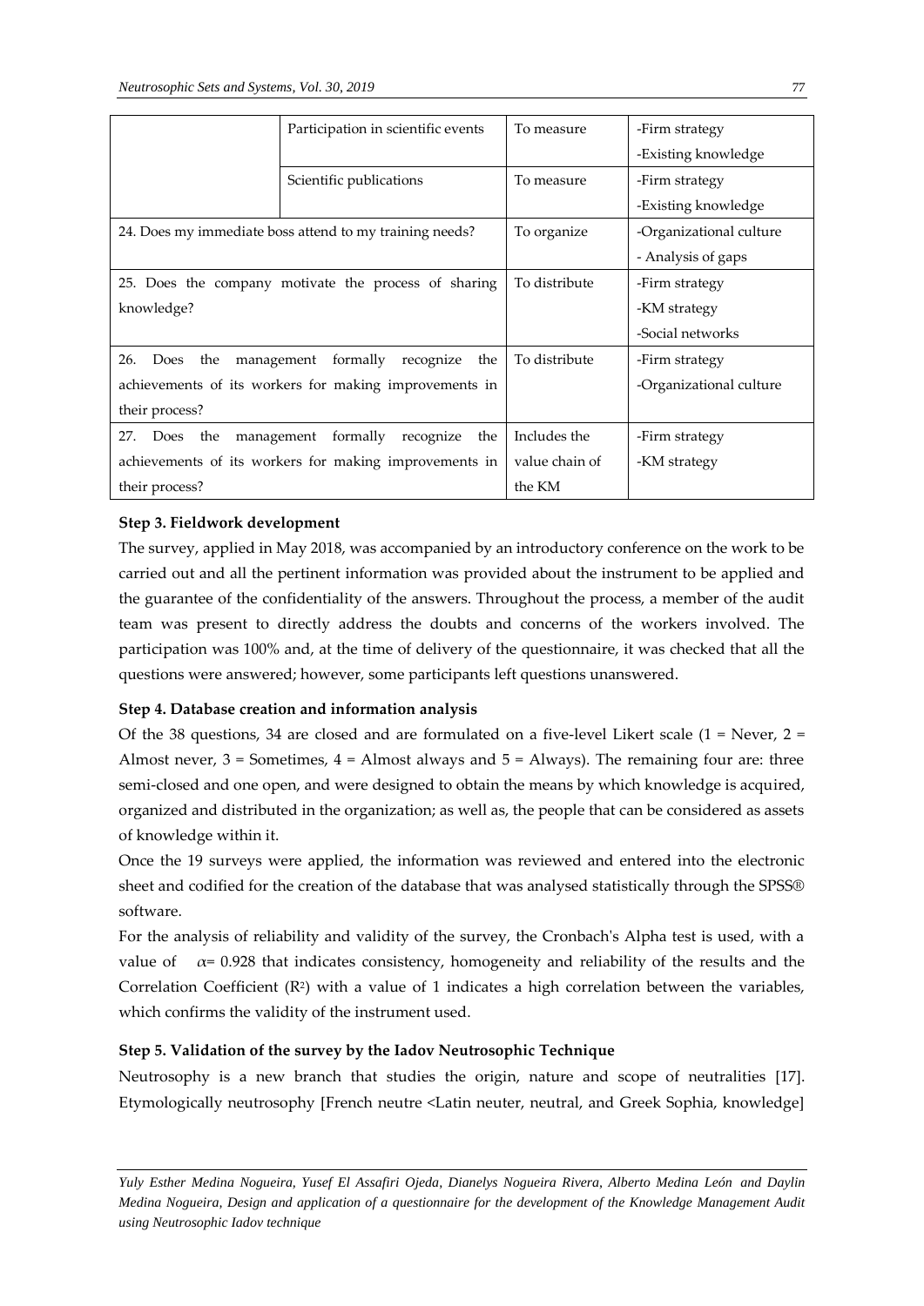| | | | |
|---|---|---|---|
| | Participation in scientific events | To measure | -Firm strategy<br>-Existing knowledge |
| | Scientific publications | To measure | -Firm strategy<br>-Existing knowledge |
| 24. Does my immediate boss attend to my training needs? | | To organize | -Organizational culture<br>- Analysis of gaps |
| 25. Does the company motivate the process of sharing knowledge? | | To distribute | -Firm strategy<br>-KM strategy<br>-Social networks |
| 26. Does the management formally recognize the achievements of its workers for making improvements in their process? | | To distribute | -Firm strategy<br>-Organizational culture |
| 27. Does the management formally recognize the achievements of its workers for making improvements in their process? | | Includes the value chain of the KM | -Firm strategy<br>-KM strategy |

**Step 3. Fieldwork development**

The survey, applied in May 2018, was accompanied by an introductory conference on the work to be carried out and all the pertinent information was provided about the instrument to be applied and the guarantee of the confidentiality of the answers. Throughout the process, a member of the audit team was present to directly address the doubts and concerns of the workers involved. The participation was 100% and, at the time of delivery of the questionnaire, it was checked that all the questions were answered; however, some participants left questions unanswered.

**Step 4. Database creation and information analysis**

Of the 38 questions, 34 are closed and are formulated on a five-level Likert scale (1 = Never, 2 = Almost never, 3 = Sometimes, 4 = Almost always and 5 = Always). The remaining four are: three semi-closed and one open, and were designed to obtain the means by which knowledge is acquired, organized and distributed in the organization; as well as, the people that can be considered as assets of knowledge within it.

Once the 19 surveys were applied, the information was reviewed and entered into the electronic sheet and codified for the creation of the database that was analysed statistically through the SPSS® software.

For the analysis of reliability and validity of the survey, the Cronbach's Alpha test is used, with a value of $\alpha = 0.928$ that indicates consistency, homogeneity and reliability of the results and the Correlation Coefficient ($R^2$) with a value of 1 indicates a high correlation between the variables, which confirms the validity of the instrument used.

**Step 5. Validation of the survey by the Iadov Neutrosophic Technique**

Neutrosophy is a new branch that studies the origin, nature and scope of neutralities [17]. Etymologically neutrosophy [French neutre <Latin neuter, neutral, and Greek Sophia, knowledge]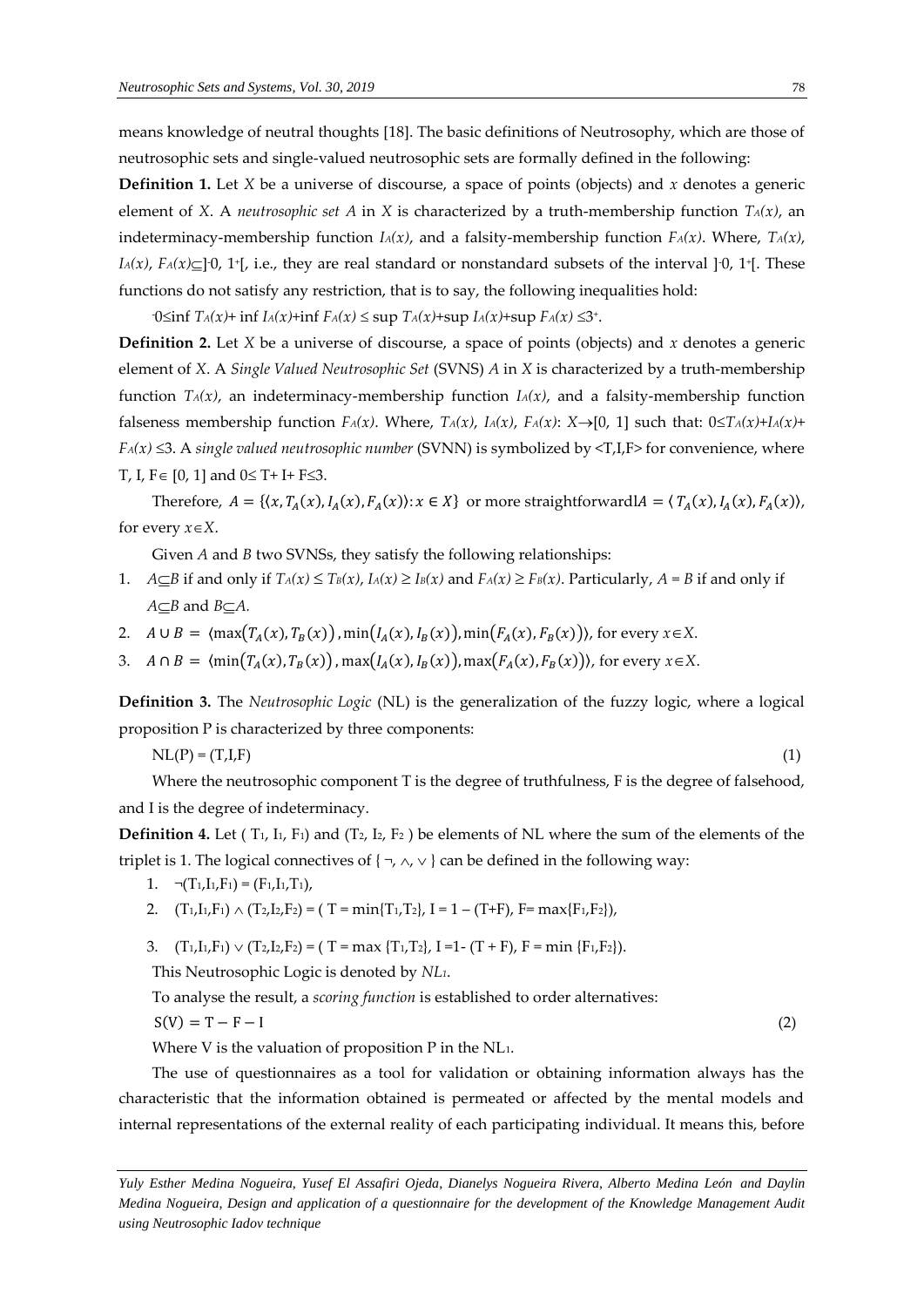means knowledge of neutral thoughts [18]. The basic definitions of Neutrosophy, which are those of neutrosophic sets and single-valued neutrosophic sets are formally defined in the following:

**Definition 1.** Let $X$ be a universe of discourse, a space of points (objects) and $x$ denotes a generic element of $X$. A *neutrosophic set A* in $X$ is characterized by a truth-membership function $T_A(x)$, an indeterminacy-membership function $I_A(x)$, and a falsity-membership function $F_A(x)$. Where, $T_A(x)$, $I_A(x)$, $F_A(x) \subseteq ]^-0, 1^+[$, i.e., they are real standard or nonstandard subsets of the interval $]^-0, 1^+[$. These functions do not satisfy any restriction, that is to say, the following inequalities hold:

$$^-0 \leq \inf T_A(x) + \inf I_A(x) + \inf F_A(x) \leq \sup T_A(x) + \sup I_A(x) + \sup F_A(x) \leq 3^+.$$

**Definition 2.** Let $X$ be a universe of discourse, a space of points (objects) and $x$ denotes a generic element of $X$. A *Single Valued Neutrosophic Set* (SVNS) $A$ in $X$ is characterized by a truth-membership function $T_A(x)$, an indeterminacy-membership function $I_A(x)$, and a falsity-membership function falseness membership function $F_A(x)$. Where, $T_A(x)$, $I_A(x)$, $F_A(x)$: $X \rightarrow [0, 1]$ such that: $0 \leq T_A(x) + I_A(x) + F_A(x) \leq 3$. A *single valued neutrosophic number* (SVNN) is symbolized by <T,I,F> for convenience, where T, I, F $\in$ [0, 1] and $0 \leq T + I + F \leq 3$.

Therefore, $A = \{\langle x, T_A(x), I_A(x), F_A(x)\rangle : x \in X\}$ or more straightforwardl$A = \langle T_A(x), I_A(x), F_A(x)\rangle$, for every $x \in X$.

Given $A$ and $B$ two SVNSs, they satisfy the following relationships:

1. $A \subseteq B$ if and only if $T_A(x) \leq T_B(x)$, $I_A(x) \geq I_B(x)$ and $F_A(x) \geq F_B(x)$. Particularly, $A = B$ if and only if $A \subseteq B$ and $B \subseteq A$.
2. $A \cup B = \langle \max(T_A(x), T_B(x)), \min(I_A(x), I_B(x)), \min(F_A(x), F_B(x))\rangle$, for every $x \in X$.
3. $A \cap B = \langle \min(T_A(x), T_B(x)), \max(I_A(x), I_B(x)), \max(F_A(x), F_B(x))\rangle$, for every $x \in X$.

**Definition 3.** The *Neutrosophic Logic* (NL) is the generalization of the fuzzy logic, where a logical proposition P is characterized by three components:

$$NL(P) = (T,I,F) \tag{1}$$

Where the neutrosophic component T is the degree of truthfulness, F is the degree of falsehood, and I is the degree of indeterminacy.

**Definition 4.** Let ($T_1$, $I_1$, $F_1$) and ($T_2$, $I_2$, $F_2$) be elements of NL where the sum of the elements of the triplet is 1. The logical connectives of { $\neg$, $\wedge$, $\vee$ } can be defined in the following way:

1. $\neg(T_1,I_1,F_1) = (F_1,I_1,T_1)$,
2. $(T_1,I_1,F_1) \wedge (T_2,I_2,F_2) = (\,T = \min\{T_1,T_2\},\ I = 1 - (T+F),\ F = \max\{F_1,F_2\})$,
3. $(T_1,I_1,F_1) \vee (T_2,I_2,F_2) = (\,T = \max\{T_1,T_2\},\ I = 1 - (T+F),\ F = \min\{F_1,F_2\})$.

This Neutrosophic Logic is denoted by $NL_1$.

To analyse the result, a *scoring function* is established to order alternatives:

$$S(V) = T - F - I \tag{2}$$

Where V is the valuation of proposition P in the $NL_1$.

The use of questionnaires as a tool for validation or obtaining information always has the characteristic that the information obtained is permeated or affected by the mental models and internal representations of the external reality of each participating individual. It means this, before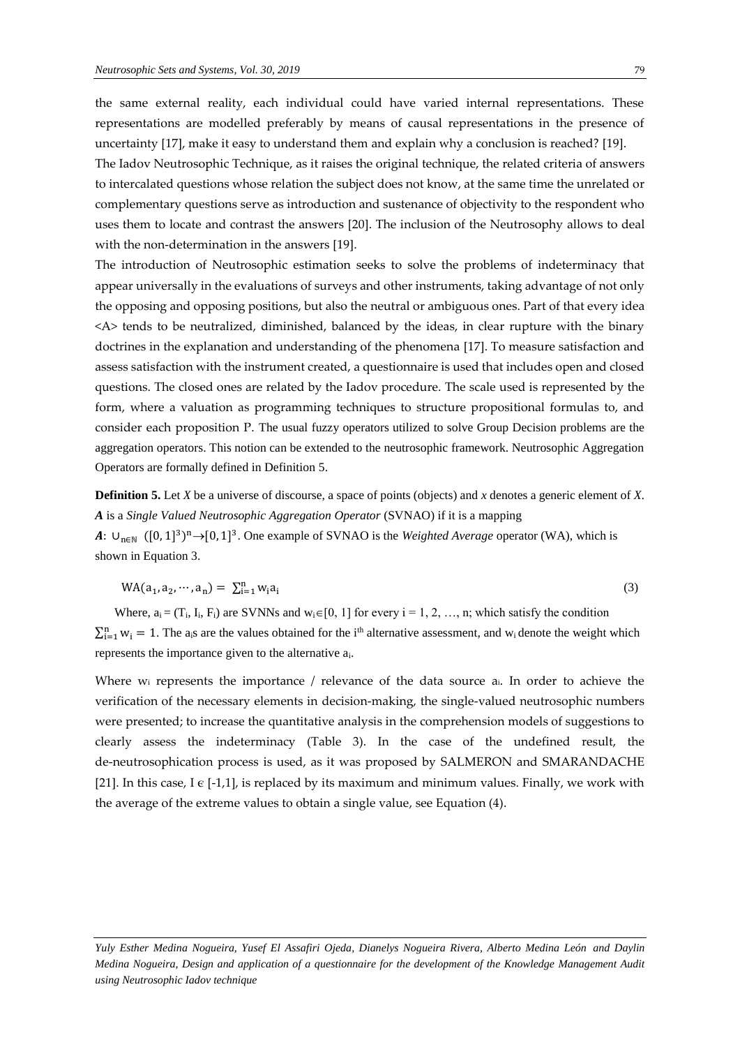the same external reality, each individual could have varied internal representations. These representations are modelled preferably by means of causal representations in the presence of uncertainty [17], make it easy to understand them and explain why a conclusion is reached? [19].

The Iadov Neutrosophic Technique, as it raises the original technique, the related criteria of answers to intercalated questions whose relation the subject does not know, at the same time the unrelated or complementary questions serve as introduction and sustenance of objectivity to the respondent who uses them to locate and contrast the answers [20]. The inclusion of the Neutrosophy allows to deal with the non-determination in the answers [19].

The introduction of Neutrosophic estimation seeks to solve the problems of indeterminacy that appear universally in the evaluations of surveys and other instruments, taking advantage of not only the opposing and opposing positions, but also the neutral or ambiguous ones. Part of that every idea <A> tends to be neutralized, diminished, balanced by the ideas, in clear rupture with the binary doctrines in the explanation and understanding of the phenomena [17]. To measure satisfaction and assess satisfaction with the instrument created, a questionnaire is used that includes open and closed questions. The closed ones are related by the Iadov procedure. The scale used is represented by the form, where a valuation as programming techniques to structure propositional formulas to, and consider each proposition P. The usual fuzzy operators utilized to solve Group Decision problems are the aggregation operators. This notion can be extended to the neutrosophic framework. Neutrosophic Aggregation Operators are formally defined in Definition 5.

**Definition 5.** Let *X* be a universe of discourse, a space of points (objects) and *x* denotes a generic element of *X*. ***A*** is a *Single Valued Neutrosophic Aggregation Operator* (SVNAO) if it is a mapping

***A***: $\cup_{n\in\mathbb{N}} ([0,1]^3)^n \rightarrow [0,1]^3$. One example of SVNAO is the *Weighted Average* operator (WA), which is shown in Equation 3.

$$WA(a_1, a_2, \cdots, a_n) = \sum_{i=1}^{n} w_i a_i \tag{3}$$

Where, $a_i = (T_i, I_i, F_i)$ are SVNNs and $w_i \in [0, 1]$ for every $i = 1, 2, \ldots, n$; which satisfy the condition $\sum_{i=1}^{n} w_i = 1$. The $a_i$s are the values obtained for the i[th] alternative assessment, and $w_i$ denote the weight which represents the importance given to the alternative $a_i$.

Where $w_i$ represents the importance / relevance of the data source $a_i$. In order to achieve the verification of the necessary elements in decision-making, the single-valued neutrosophic numbers were presented; to increase the quantitative analysis in the comprehension models of suggestions to clearly assess the indeterminacy (Table 3). In the case of the undefined result, the de-neutrosophication process is used, as it was proposed by SALMERON and SMARANDACHE [21]. In this case, $I \in [-1,1]$, is replaced by its maximum and minimum values. Finally, we work with the average of the extreme values to obtain a single value, see Equation (4).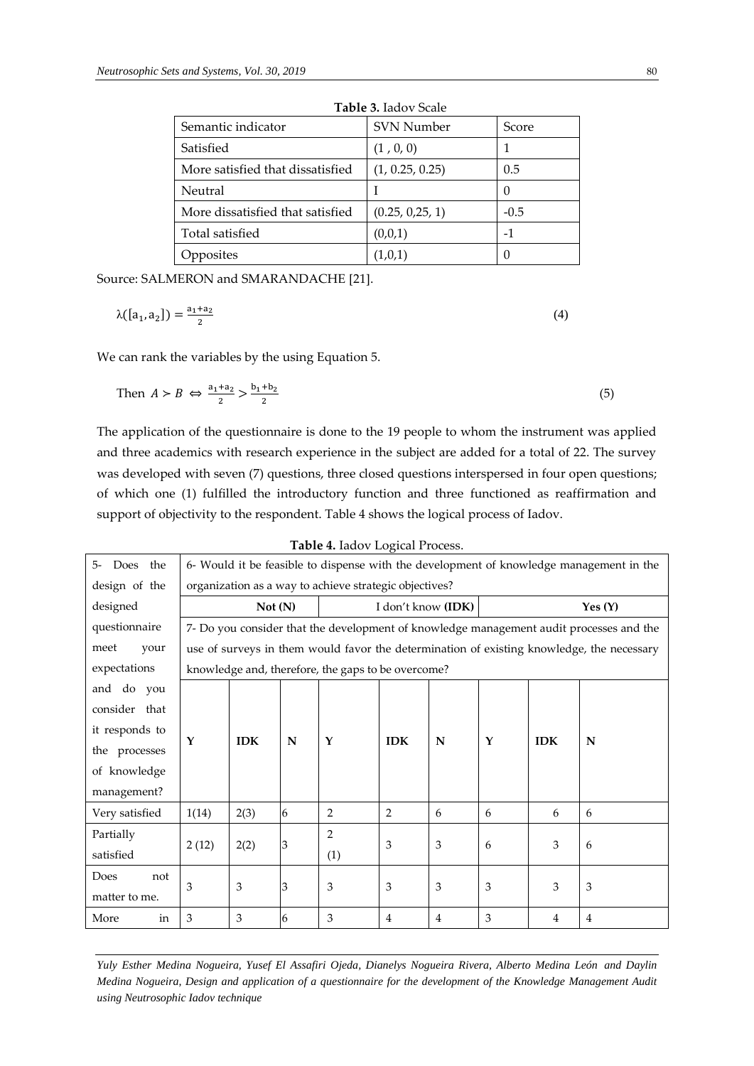**Table 3.** Iadov Scale

| Semantic indicator | SVN Number | Score |
|---|---|---|
| Satisfied | (1 , 0, 0) | 1 |
| More satisfied that dissatisfied | (1, 0.25, 0.25) | 0.5 |
| Neutral | I | 0 |
| More dissatisfied that satisfied | (0.25, 0,25, 1) | -0.5 |
| Total satisfied | (0,0,1) | -1 |
| Opposites | (1,0,1) | 0 |

Source: SALMERON and SMARANDACHE [21].

$$\lambda([a_1, a_2]) = \frac{a_1+a_2}{2} \tag{4}$$

We can rank the variables by the using Equation 5.

$$\text{Then } A \succ B \Leftrightarrow \frac{a_1+a_2}{2} > \frac{b_1+b_2}{2} \tag{5}$$

The application of the questionnaire is done to the 19 people to whom the instrument was applied and three academics with research experience in the subject are added for a total of 22. The survey was developed with seven (7) questions, three closed questions interspersed in four open questions; of which one (1) fulfilled the introductory function and three functioned as reaffirmation and support of objectivity to the respondent. Table 4 shows the logical process of Iadov.

**Table 4.** Iadov Logical Process.

| 5- Does the design of the designed questionnaire meet your expectations and do you consider that it responds to the processes of knowledge management? | 6- Would it be feasible to dispense with the development of knowledge management in the organization as a way to achieve strategic objectives? | | | | | | | | |
|---|---|---|---|---|---|---|---|---|---|
| | Not (N) | | | I don't know **(IDK)** | | | Yes (Y) | | |
| | 7- Do you consider that the development of knowledge management audit processes and the use of surveys in them would favor the determination of existing knowledge, the necessary knowledge and, therefore, the gaps to be overcome? | | | | | | | | |
| | **Y** | **IDK** | **N** | **Y** | **IDK** | **N** | **Y** | **IDK** | **N** |
| Very satisfied | 1(14) | 2(3) | 6 | 2 | 2 | 6 | 6 | 6 | 6 |
| Partially satisfied | 2 (12) | 2(2) | 3 | 2 (1) | 3 | 3 | 6 | 3 | 6 |
| Does not matter to me. | 3 | 3 | 3 | 3 | 3 | 3 | 3 | 3 | 3 |
| More in | 3 | 3 | 6 | 3 | 4 | 4 | 3 | 4 | 4 |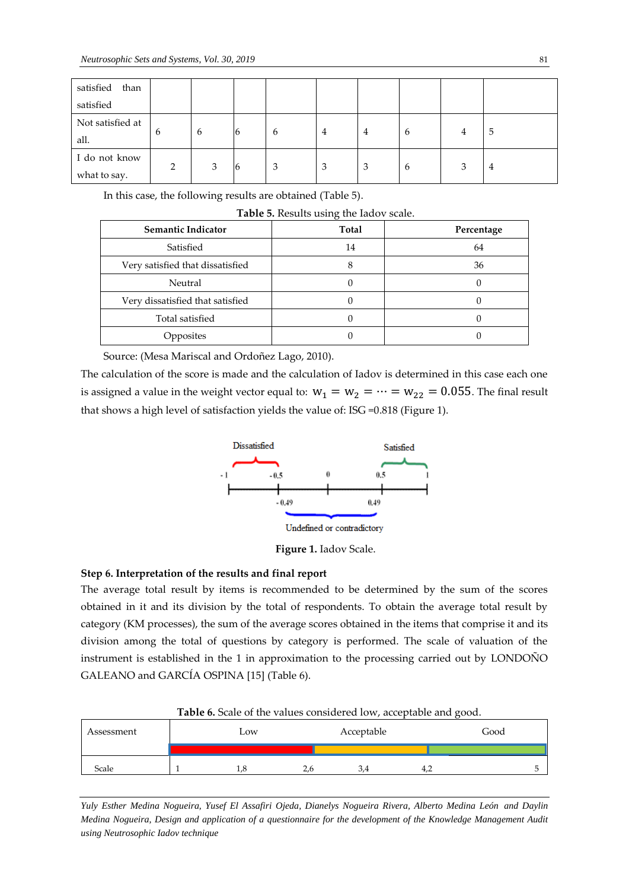| satisfied than satisfied | | | | | | | | | |
|---|---|---|---|---|---|---|---|---|---|
| Not satisfied at all. | 6 | 6 | 6 | 6 | 4 | 4 | 6 | 4 | 5 |
| I do not know what to say. | 2 | 3 | 6 | 3 | 3 | 3 | 6 | 3 | 4 |

In this case, the following results are obtained (Table 5).

**Table 5.** Results using the Iadov scale.

| Semantic Indicator | Total | Percentage |
|---|---|---|
| Satisfied | 14 | 64 |
| Very satisfied that dissatisfied | 8 | 36 |
| Neutral | 0 | 0 |
| Very dissatisfied that satisfied | 0 | 0 |
| Total satisfied | 0 | 0 |
| Opposites | 0 | 0 |

Source: (Mesa Mariscal and Ordoñez Lago, 2010).

The calculation of the score is made and the calculation of Iadov is determined in this case each one is assigned a value in the weight vector equal to: $w_1 = w_2 = \cdots = w_{22} = 0.055$. The final result that shows a high level of satisfaction yields the value of: ISG =0.818 (Figure 1).

Dissatisfied, Satisfied, -1, -0.5, 0, 0.5, 1, -0.49, 0.49, Undefined or contradictory

**Figure 1.** Iadov Scale.

**Step 6. Interpretation of the results and final report**

The average total result by items is recommended to be determined by the sum of the scores obtained in it and its division by the total of respondents. To obtain the average total result by category (KM processes), the sum of the average scores obtained in the items that comprise it and its division among the total of questions by category is performed. The scale of valuation of the instrument is established in the 1 in approximation to the processing carried out by LONDOÑO GALEANO and GARCÍA OSPINA [15] (Table 6).

**Table 6.** Scale of the values considered low, acceptable and good.

| Assessment | Low | | Acceptable | | Good | |
|---|---|---|---|---|---|---|
| Scale | 1 | 1,8 | 2,6 | 3,4 | 4,2 | 5 |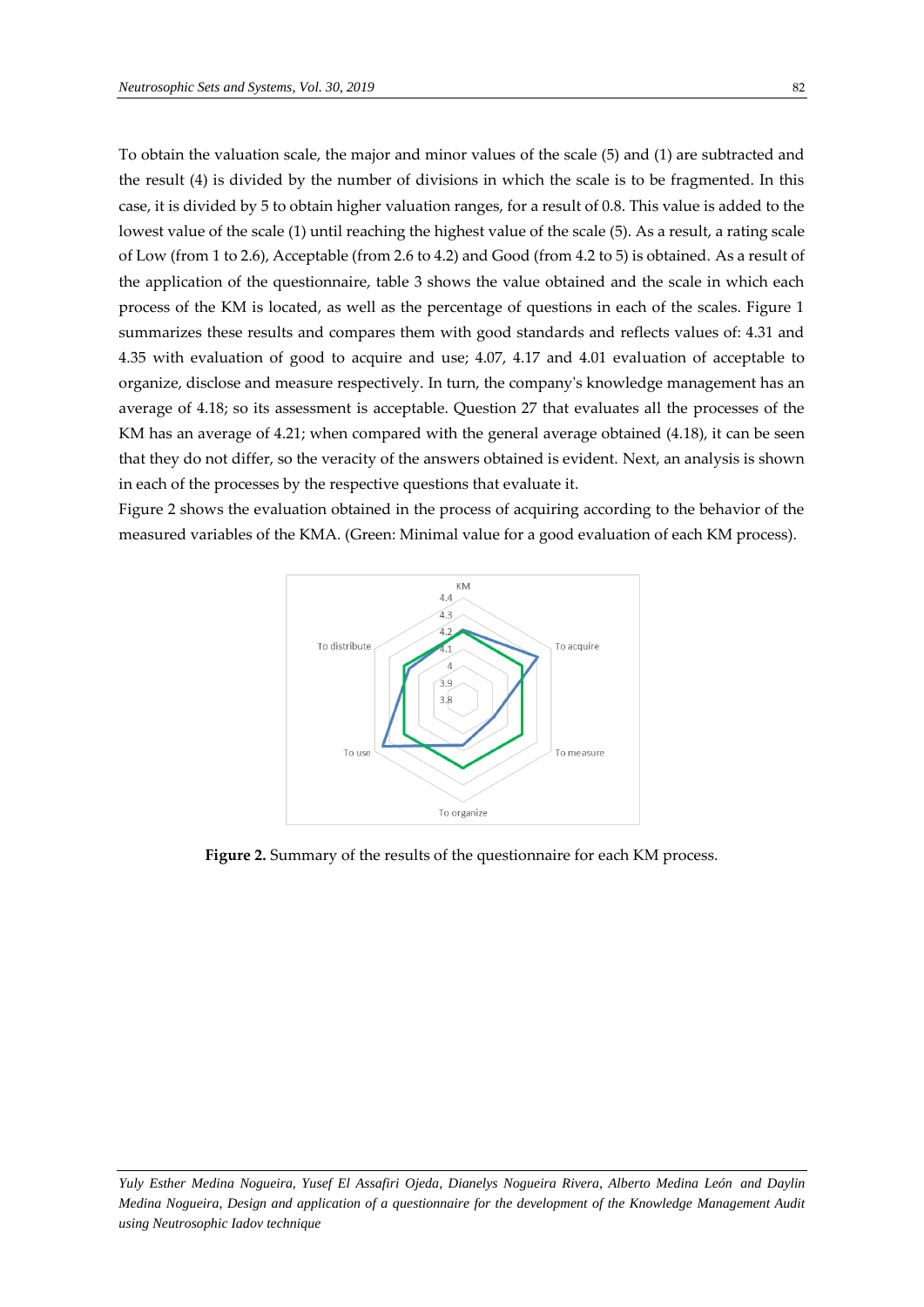To obtain the valuation scale, the major and minor values of the scale (5) and (1) are subtracted and the result (4) is divided by the number of divisions in which the scale is to be fragmented. In this case, it is divided by 5 to obtain higher valuation ranges, for a result of 0.8. This value is added to the lowest value of the scale (1) until reaching the highest value of the scale (5). As a result, a rating scale of Low (from 1 to 2.6), Acceptable (from 2.6 to 4.2) and Good (from 4.2 to 5) is obtained. As a result of the application of the questionnaire, table 3 shows the value obtained and the scale in which each process of the KM is located, as well as the percentage of questions in each of the scales. Figure 1 summarizes these results and compares them with good standards and reflects values of: 4.31 and 4.35 with evaluation of good to acquire and use; 4.07, 4.17 and 4.01 evaluation of acceptable to organize, disclose and measure respectively. In turn, the company's knowledge management has an average of 4.18; so its assessment is acceptable. Question 27 that evaluates all the processes of the KM has an average of 4.21; when compared with the general average obtained (4.18), it can be seen that they do not differ, so the veracity of the answers obtained is evident. Next, an analysis is shown in each of the processes by the respective questions that evaluate it.

Figure 2 shows the evaluation obtained in the process of acquiring according to the behavior of the measured variables of the KMA. (Green: Minimal value for a good evaluation of each KM process).

**Figure 2.** Summary of the results of the questionnaire for each KM process.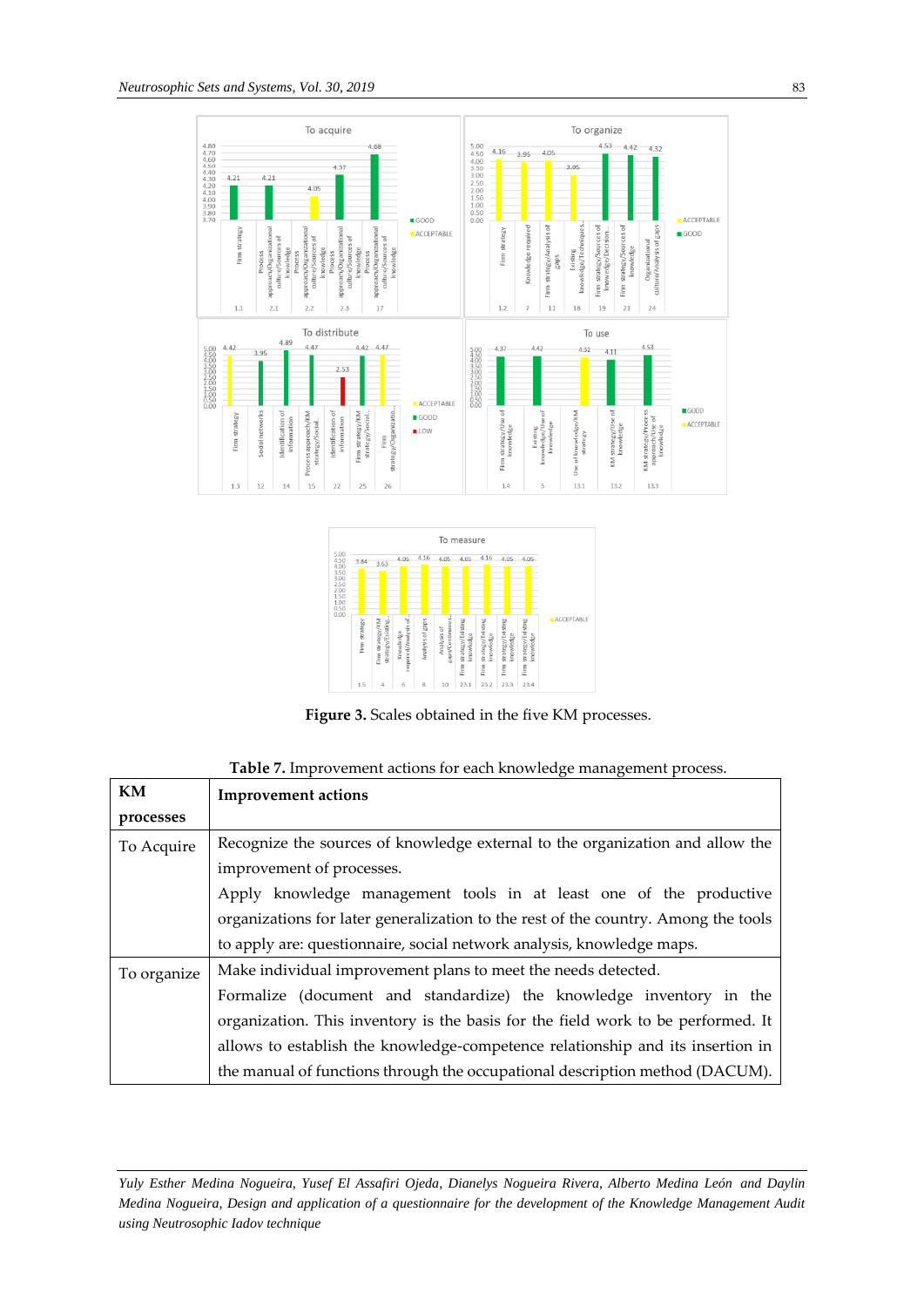**Figure 3.** Scales obtained in the five KM processes.

**Table 7.** Improvement actions for each knowledge management process.

| KM processes | Improvement actions |
|---|---|
| To Acquire | Recognize the sources of knowledge external to the organization and allow the improvement of processes. Apply knowledge management tools in at least one of the productive organizations for later generalization to the rest of the country. Among the tools to apply are: questionnaire, social network analysis, knowledge maps. |
| To organize | Make individual improvement plans to meet the needs detected. Formalize (document and standardize) the knowledge inventory in the organization. This inventory is the basis for the field work to be performed. It allows to establish the knowledge-competence relationship and its insertion in the manual of functions through the occupational description method (DACUM). |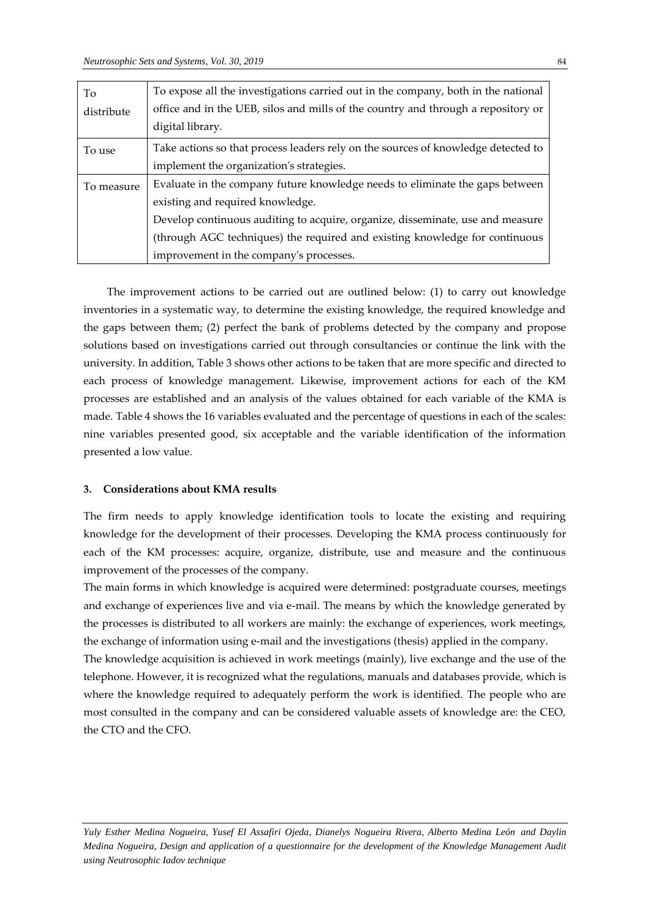| To distribute | To expose all the investigations carried out in the company, both in the national office and in the UEB, silos and mills of the country and through a repository or digital library. |
|---|---|
| To use | Take actions so that process leaders rely on the sources of knowledge detected to implement the organization's strategies. |
| To measure | Evaluate in the company future knowledge needs to eliminate the gaps between existing and required knowledge.<br>Develop continuous auditing to acquire, organize, disseminate, use and measure (through AGC techniques) the required and existing knowledge for continuous improvement in the company's processes. |

The improvement actions to be carried out are outlined below: (1) to carry out knowledge inventories in a systematic way, to determine the existing knowledge, the required knowledge and the gaps between them; (2) perfect the bank of problems detected by the company and propose solutions based on investigations carried out through consultancies or continue the link with the university. In addition, Table 3 shows other actions to be taken that are more specific and directed to each process of knowledge management. Likewise, improvement actions for each of the KM processes are established and an analysis of the values obtained for each variable of the KMA is made. Table 4 shows the 16 variables evaluated and the percentage of questions in each of the scales: nine variables presented good, six acceptable and the variable identification of the information presented a low value.

### 3. Considerations about KMA results

The firm needs to apply knowledge identification tools to locate the existing and requiring knowledge for the development of their processes. Developing the KMA process continuously for each of the KM processes: acquire, organize, distribute, use and measure and the continuous improvement of the processes of the company.

The main forms in which knowledge is acquired were determined: postgraduate courses, meetings and exchange of experiences live and via e-mail. The means by which the knowledge generated by the processes is distributed to all workers are mainly: the exchange of experiences, work meetings, the exchange of information using e-mail and the investigations (thesis) applied in the company.

The knowledge acquisition is achieved in work meetings (mainly), live exchange and the use of the telephone. However, it is recognized what the regulations, manuals and databases provide, which is where the knowledge required to adequately perform the work is identified. The people who are most consulted in the company and can be considered valuable assets of knowledge are: the CEO, the CTO and the CFO.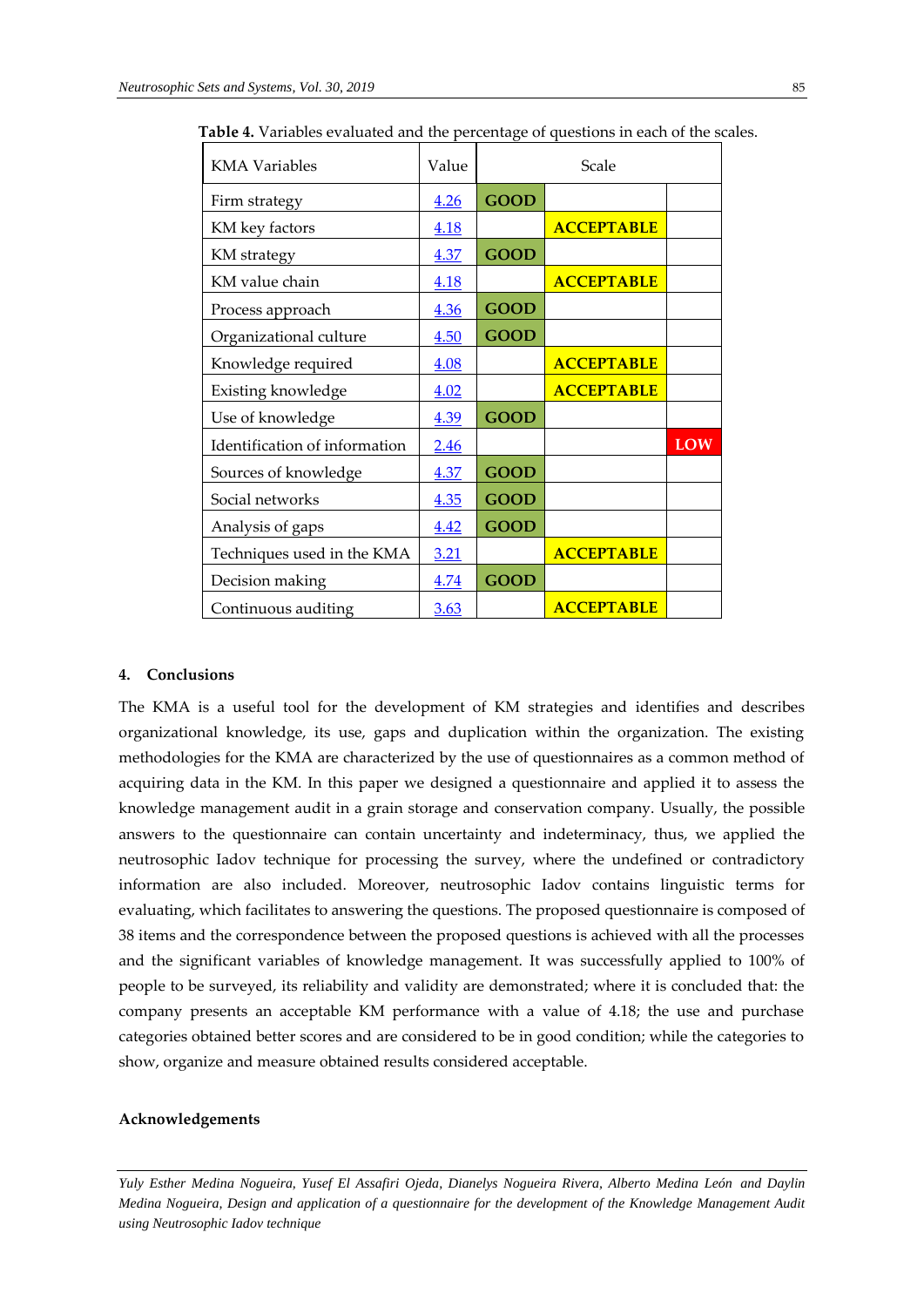**Table 4.** Variables evaluated and the percentage of questions in each of the scales.

| KMA Variables | Value | Scale | | |
|---|---|---|---|---|
| Firm strategy | 4.26 | GOOD | | |
| KM key factors | 4.18 | | ACCEPTABLE | |
| KM strategy | 4.37 | GOOD | | |
| KM value chain | 4.18 | | ACCEPTABLE | |
| Process approach | 4.36 | GOOD | | |
| Organizational culture | 4.50 | GOOD | | |
| Knowledge required | 4.08 | | ACCEPTABLE | |
| Existing knowledge | 4.02 | | ACCEPTABLE | |
| Use of knowledge | 4.39 | GOOD | | |
| Identification of information | 2.46 | | | LOW |
| Sources of knowledge | 4.37 | GOOD | | |
| Social networks | 4.35 | GOOD | | |
| Analysis of gaps | 4.42 | GOOD | | |
| Techniques used in the KMA | 3.21 | | ACCEPTABLE | |
| Decision making | 4.74 | GOOD | | |
| Continuous auditing | 3.63 | | ACCEPTABLE | |

## 4. Conclusions

The KMA is a useful tool for the development of KM strategies and identifies and describes organizational knowledge, its use, gaps and duplication within the organization. The existing methodologies for the KMA are characterized by the use of questionnaires as a common method of acquiring data in the KM. In this paper we designed a questionnaire and applied it to assess the knowledge management audit in a grain storage and conservation company. Usually, the possible answers to the questionnaire can contain uncertainty and indeterminacy, thus, we applied the neutrosophic Iadov technique for processing the survey, where the undefined or contradictory information are also included. Moreover, neutrosophic Iadov contains linguistic terms for evaluating, which facilitates to answering the questions. The proposed questionnaire is composed of 38 items and the correspondence between the proposed questions is achieved with all the processes and the significant variables of knowledge management. It was successfully applied to 100% of people to be surveyed, its reliability and validity are demonstrated; where it is concluded that: the company presents an acceptable KM performance with a value of 4.18; the use and purchase categories obtained better scores and are considered to be in good condition; while the categories to show, organize and measure obtained results considered acceptable.

### Acknowledgements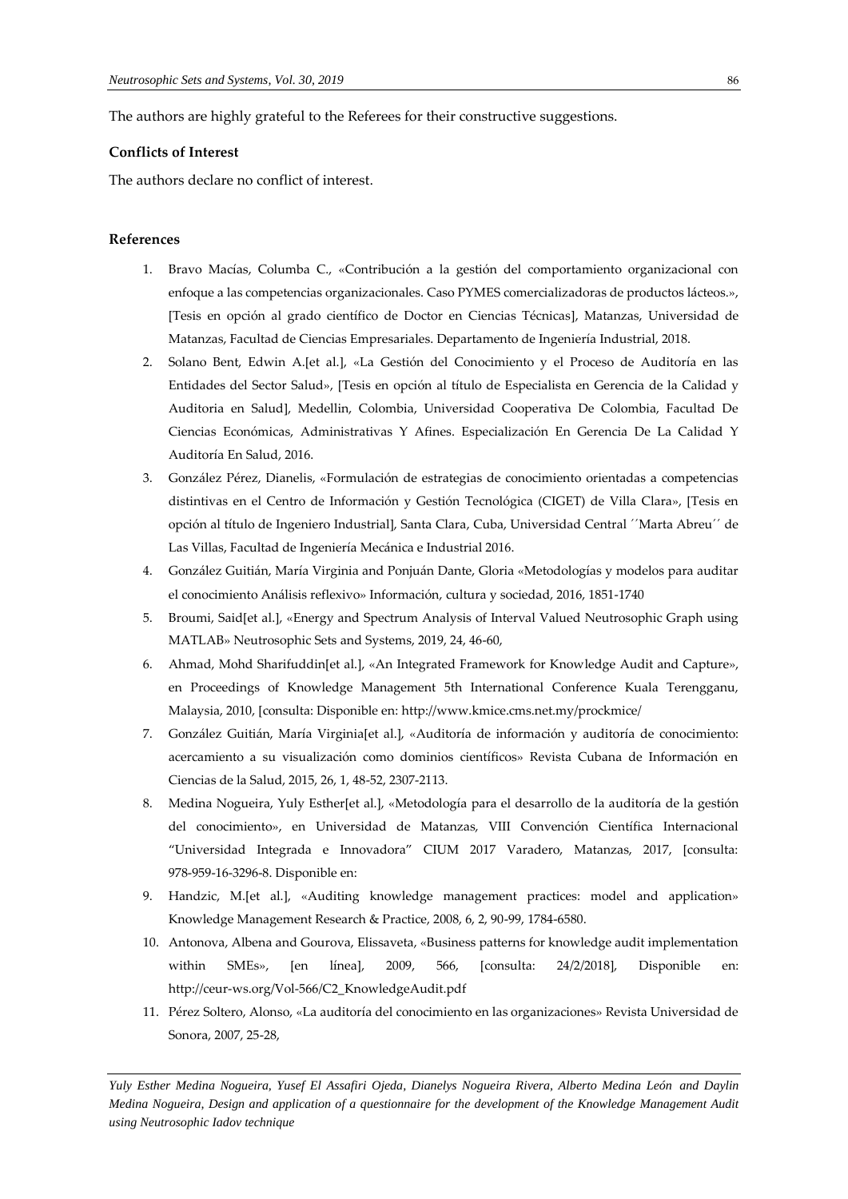The authors are highly grateful to the Referees for their constructive suggestions.

**Conflicts of Interest**

The authors declare no conflict of interest.

**References**

1. Bravo Macías, Columba C., «Contribución a la gestión del comportamiento organizacional con enfoque a las competencias organizacionales. Caso PYMES comercializadoras de productos lácteos.», [Tesis en opción al grado científico de Doctor en Ciencias Técnicas], Matanzas, Universidad de Matanzas, Facultad de Ciencias Empresariales. Departamento de Ingeniería Industrial, 2018.
2. Solano Bent, Edwin A.[et al.], «La Gestión del Conocimiento y el Proceso de Auditoría en las Entidades del Sector Salud», [Tesis en opción al título de Especialista en Gerencia de la Calidad y Auditoria en Salud], Medellin, Colombia, Universidad Cooperativa De Colombia, Facultad De Ciencias Económicas, Administrativas Y Afines. Especialización En Gerencia De La Calidad Y Auditoría En Salud, 2016.
3. González Pérez, Dianelis, «Formulación de estrategias de conocimiento orientadas a competencias distintivas en el Centro de Información y Gestión Tecnológica (CIGET) de Villa Clara», [Tesis en opción al título de Ingeniero Industrial], Santa Clara, Cuba, Universidad Central ´´Marta Abreu´´ de Las Villas, Facultad de Ingeniería Mecánica e Industrial 2016.
4. González Guitián, María Virginia and Ponjuán Dante, Gloria «Metodologías y modelos para auditar el conocimiento Análisis reflexivo» Información, cultura y sociedad, 2016, 1851-1740
5. Broumi, Said[et al.], «Energy and Spectrum Analysis of Interval Valued Neutrosophic Graph using MATLAB» Neutrosophic Sets and Systems, 2019, 24, 46-60,
6. Ahmad, Mohd Sharifuddin[et al.], «An Integrated Framework for Knowledge Audit and Capture», en Proceedings of Knowledge Management 5th International Conference Kuala Terengganu, Malaysia, 2010, [consulta: Disponible en: http://www.kmice.cms.net.my/prockmice/
7. González Guitián, María Virginia[et al.], «Auditoría de información y auditoría de conocimiento: acercamiento a su visualización como dominios científicos» Revista Cubana de Información en Ciencias de la Salud, 2015, 26, 1, 48-52, 2307-2113.
8. Medina Nogueira, Yuly Esther[et al.], «Metodología para el desarrollo de la auditoría de la gestión del conocimiento», en Universidad de Matanzas, VIII Convención Científica Internacional "Universidad Integrada e Innovadora" CIUM 2017 Varadero, Matanzas, 2017, [consulta: 978-959-16-3296-8. Disponible en:
9. Handzic, M.[et al.], «Auditing knowledge management practices: model and application» Knowledge Management Research & Practice, 2008, 6, 2, 90-99, 1784-6580.
10. Antonova, Albena and Gourova, Elissaveta, «Business patterns for knowledge audit implementation within SMEs», [en línea], 2009, 566, [consulta: 24/2/2018], Disponible en: http://ceur-ws.org/Vol-566/C2_KnowledgeAudit.pdf
11. Pérez Soltero, Alonso, «La auditoría del conocimiento en las organizaciones» Revista Universidad de Sonora, 2007, 25-28,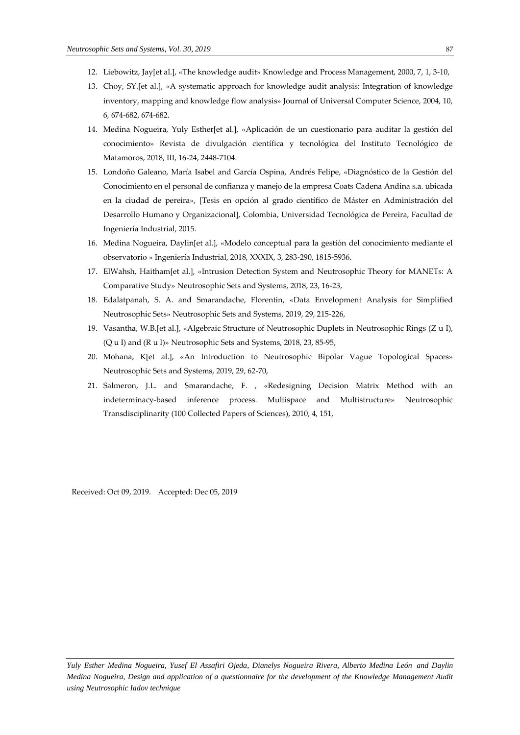12. Liebowitz, Jay[et al.], «The knowledge audit» Knowledge and Process Management, 2000, 7, 1, 3-10,
13. Choy, SY.[et al.], «A systematic approach for knowledge audit analysis: Integration of knowledge inventory, mapping and knowledge flow analysis» Journal of Universal Computer Science, 2004, 10, 6, 674-682, 674-682.
14. Medina Nogueira, Yuly Esther[et al.], «Aplicación de un cuestionario para auditar la gestión del conocimiento» Revista de divulgación científica y tecnológica del Instituto Tecnológico de Matamoros, 2018, III, 16-24, 2448-7104.
15. Londoño Galeano, María Isabel and García Ospina, Andrés Felipe, «Diagnóstico de la Gestión del Conocimiento en el personal de confianza y manejo de la empresa Coats Cadena Andina s.a. ubicada en la ciudad de pereira», [Tesis en opción al grado científico de Máster en Administración del Desarrollo Humano y Organizacional], Colombia, Universidad Tecnológica de Pereira, Facultad de Ingeniería Industrial, 2015.
16. Medina Nogueira, Daylin[et al.], «Modelo conceptual para la gestión del conocimiento mediante el observatorio » Ingeniería Industrial, 2018, XXXIX, 3, 283-290, 1815-5936.
17. ElWahsh, Haitham[et al.], «Intrusion Detection System and Neutrosophic Theory for MANETs: A Comparative Study» Neutrosophic Sets and Systems, 2018, 23, 16-23,
18. Edalatpanah, S. A. and Smarandache, Florentin, «Data Envelopment Analysis for Simplified Neutrosophic Sets» Neutrosophic Sets and Systems, 2019, 29, 215-226,
19. Vasantha, W.B.[et al.], «Algebraic Structure of Neutrosophic Duplets in Neutrosophic Rings (Z u I), (Q u I) and (R u I)» Neutrosophic Sets and Systems, 2018, 23, 85-95,
20. Mohana, K[et al.], «An Introduction to Neutrosophic Bipolar Vague Topological Spaces» Neutrosophic Sets and Systems, 2019, 29, 62-70,
21. Salmeron, J.L. and Smarandache, F. , «Redesigning Decision Matrix Method with an indeterminacy-based inference process. Multispace and Multistructure» Neutrosophic Transdisciplinarity (100 Collected Papers of Sciences), 2010, 4, 151,

Received: Oct 09, 2019. Accepted: Dec 05, 2019